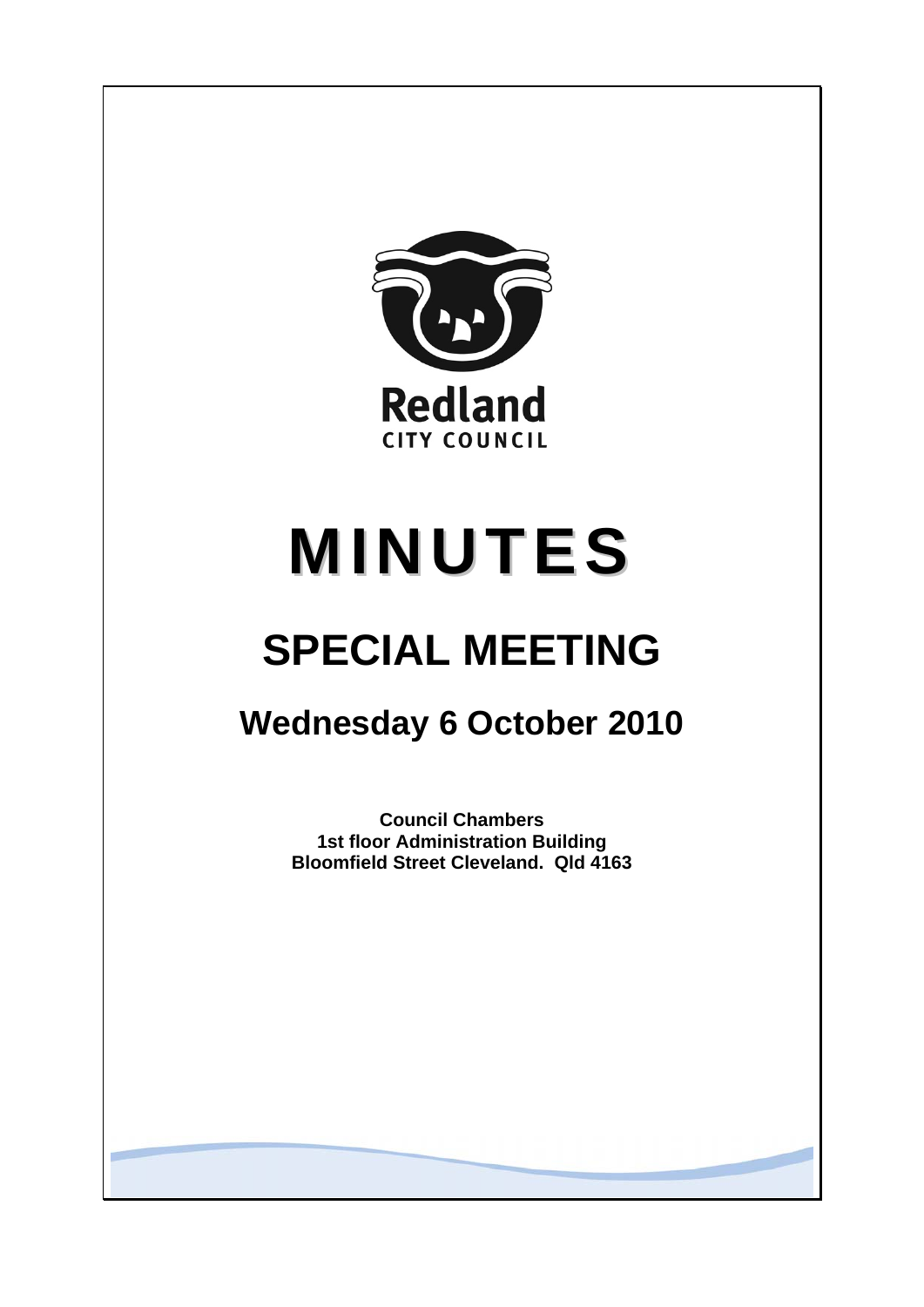Redland
CITY COUNCIL

# MINUTES

# SPECIAL MEETING

## Wednesday 6 October 2010

**Council Chambers**
**1st floor Administration Building**
**Bloomfield Street Cleveland. Qld 4163**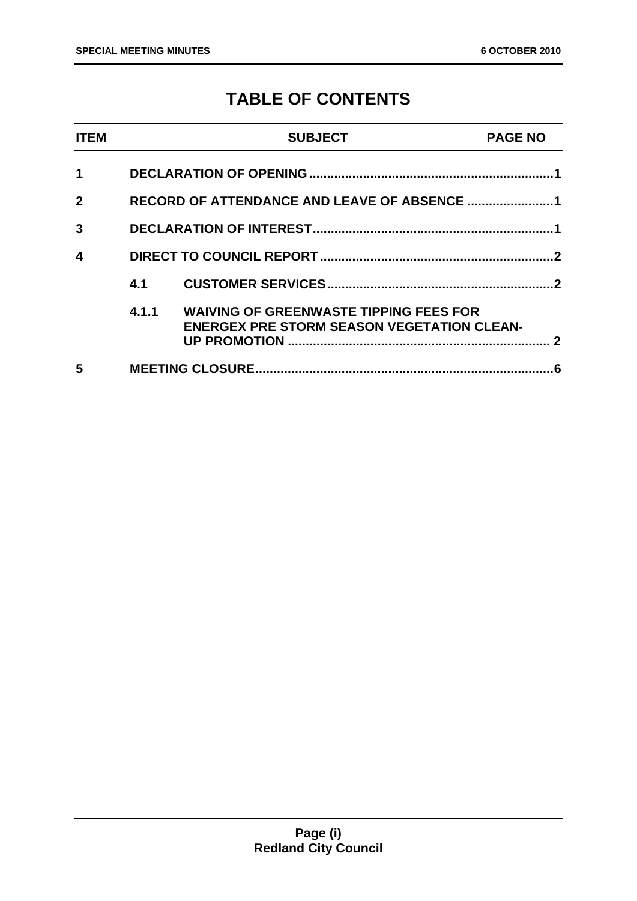# TABLE OF CONTENTS

| ITEM | | SUBJECT | PAGE NO |
|---|---|---|---|
| 1 | | DECLARATION OF OPENING | 1 |
| 2 | | RECORD OF ATTENDANCE AND LEAVE OF ABSENCE | 1 |
| 3 | | DECLARATION OF INTEREST | 1 |
| 4 | | DIRECT TO COUNCIL REPORT | 2 |
| | 4.1 | CUSTOMER SERVICES | 2 |
| | 4.1.1 | WAIVING OF GREENWASTE TIPPING FEES FOR ENERGEX PRE STORM SEASON VEGETATION CLEAN-UP PROMOTION | 2 |
| 5 | | MEETING CLOSURE | 6 |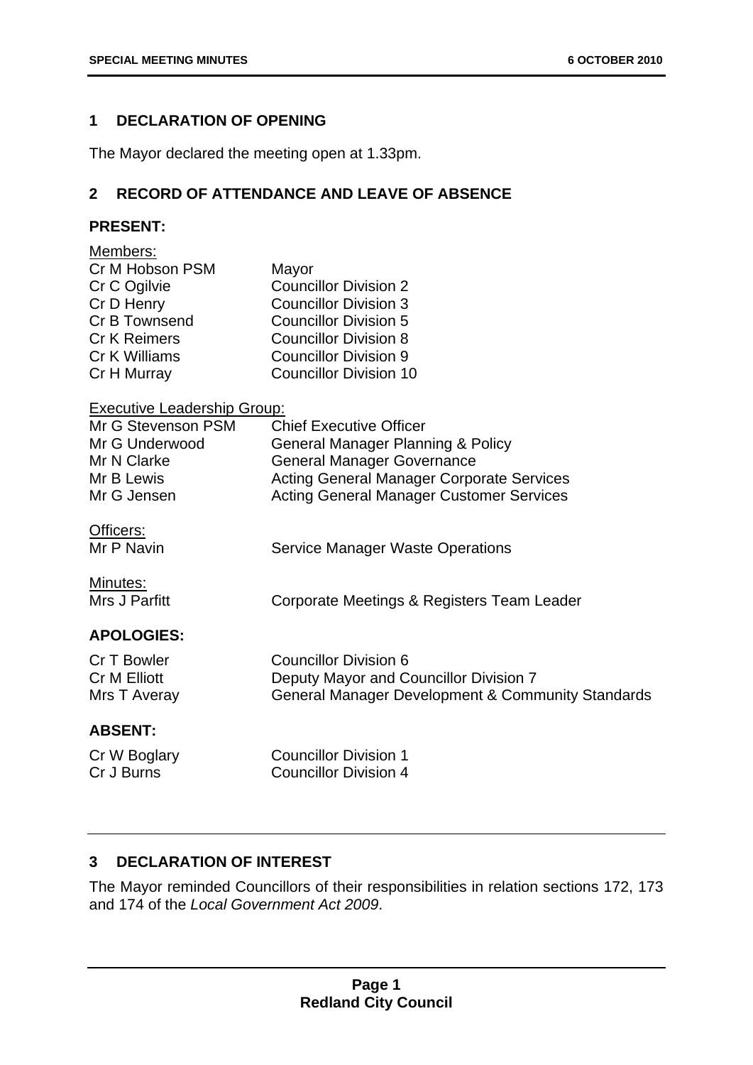## 1 DECLARATION OF OPENING

The Mayor declared the meeting open at 1.33pm.

## 2 RECORD OF ATTENDANCE AND LEAVE OF ABSENCE

### PRESENT:

Members:

| | |
|---|---|
| Cr M Hobson PSM | Mayor |
| Cr C Ogilvie | Councillor Division 2 |
| Cr D Henry | Councillor Division 3 |
| Cr B Townsend | Councillor Division 5 |
| Cr K Reimers | Councillor Division 8 |
| Cr K Williams | Councillor Division 9 |
| Cr H Murray | Councillor Division 10 |

Executive Leadership Group:

| | |
|---|---|
| Mr G Stevenson PSM | Chief Executive Officer |
| Mr G Underwood | General Manager Planning & Policy |
| Mr N Clarke | General Manager Governance |
| Mr B Lewis | Acting General Manager Corporate Services |
| Mr G Jensen | Acting General Manager Customer Services |

Officers:

| | |
|---|---|
| Mr P Navin | Service Manager Waste Operations |

Minutes:

| | |
|---|---|
| Mrs J Parfitt | Corporate Meetings & Registers Team Leader |

### APOLOGIES:

| | |
|---|---|
| Cr T Bowler | Councillor Division 6 |
| Cr M Elliott | Deputy Mayor and Councillor Division 7 |
| Mrs T Averay | General Manager Development & Community Standards |

### ABSENT:

| | |
|---|---|
| Cr W Boglary | Councillor Division 1 |
| Cr J Burns | Councillor Division 4 |

## 3 DECLARATION OF INTEREST

The Mayor reminded Councillors of their responsibilities in relation sections 172, 173 and 174 of the *Local Government Act 2009*.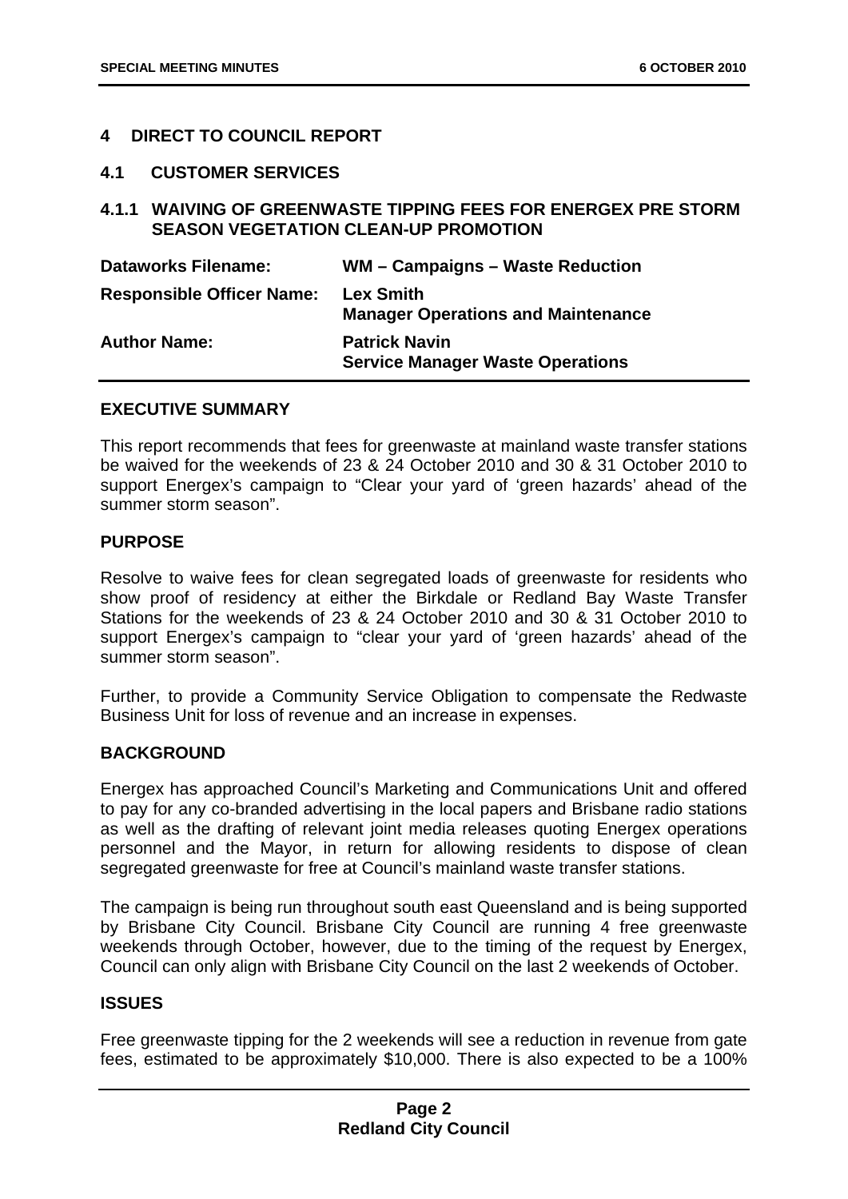## 4 DIRECT TO COUNCIL REPORT

### 4.1 CUSTOMER SERVICES

#### 4.1.1 WAIVING OF GREENWASTE TIPPING FEES FOR ENERGEX PRE STORM SEASON VEGETATION CLEAN-UP PROMOTION

| | |
|---|---|
| **Dataworks Filename:** | **WM – Campaigns – Waste Reduction** |
| **Responsible Officer Name:** | **Lex Smith**<br>**Manager Operations and Maintenance** |
| **Author Name:** | **Patrick Navin**<br>**Service Manager Waste Operations** |

**EXECUTIVE SUMMARY**

This report recommends that fees for greenwaste at mainland waste transfer stations be waived for the weekends of 23 & 24 October 2010 and 30 & 31 October 2010 to support Energex's campaign to "Clear your yard of 'green hazards' ahead of the summer storm season".

**PURPOSE**

Resolve to waive fees for clean segregated loads of greenwaste for residents who show proof of residency at either the Birkdale or Redland Bay Waste Transfer Stations for the weekends of 23 & 24 October 2010 and 30 & 31 October 2010 to support Energex's campaign to "clear your yard of 'green hazards' ahead of the summer storm season".

Further, to provide a Community Service Obligation to compensate the Redwaste Business Unit for loss of revenue and an increase in expenses.

**BACKGROUND**

Energex has approached Council's Marketing and Communications Unit and offered to pay for any co-branded advertising in the local papers and Brisbane radio stations as well as the drafting of relevant joint media releases quoting Energex operations personnel and the Mayor, in return for allowing residents to dispose of clean segregated greenwaste for free at Council's mainland waste transfer stations.

The campaign is being run throughout south east Queensland and is being supported by Brisbane City Council. Brisbane City Council are running 4 free greenwaste weekends through October, however, due to the timing of the request by Energex, Council can only align with Brisbane City Council on the last 2 weekends of October.

**ISSUES**

Free greenwaste tipping for the 2 weekends will see a reduction in revenue from gate fees, estimated to be approximately $10,000. There is also expected to be a 100%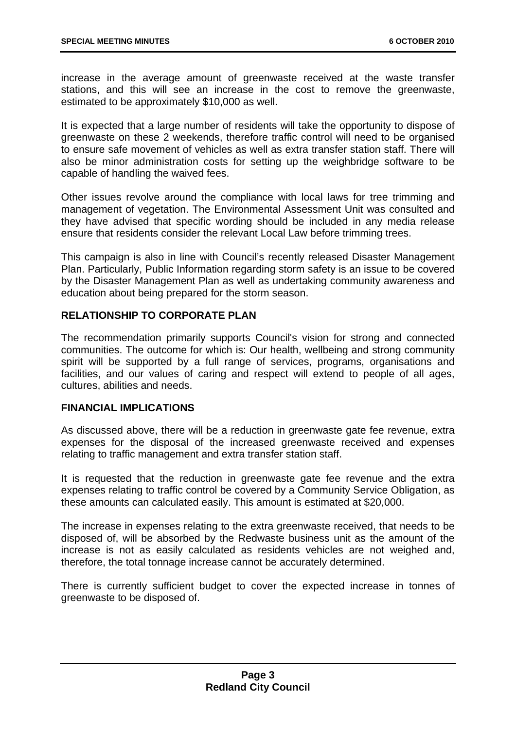increase in the average amount of greenwaste received at the waste transfer stations, and this will see an increase in the cost to remove the greenwaste, estimated to be approximately $10,000 as well.

It is expected that a large number of residents will take the opportunity to dispose of greenwaste on these 2 weekends, therefore traffic control will need to be organised to ensure safe movement of vehicles as well as extra transfer station staff. There will also be minor administration costs for setting up the weighbridge software to be capable of handling the waived fees.

Other issues revolve around the compliance with local laws for tree trimming and management of vegetation. The Environmental Assessment Unit was consulted and they have advised that specific wording should be included in any media release ensure that residents consider the relevant Local Law before trimming trees.

This campaign is also in line with Council's recently released Disaster Management Plan. Particularly, Public Information regarding storm safety is an issue to be covered by the Disaster Management Plan as well as undertaking community awareness and education about being prepared for the storm season.

## RELATIONSHIP TO CORPORATE PLAN

The recommendation primarily supports Council's vision for strong and connected communities. The outcome for which is: Our health, wellbeing and strong community spirit will be supported by a full range of services, programs, organisations and facilities, and our values of caring and respect will extend to people of all ages, cultures, abilities and needs.

## FINANCIAL IMPLICATIONS

As discussed above, there will be a reduction in greenwaste gate fee revenue, extra expenses for the disposal of the increased greenwaste received and expenses relating to traffic management and extra transfer station staff.

It is requested that the reduction in greenwaste gate fee revenue and the extra expenses relating to traffic control be covered by a Community Service Obligation, as these amounts can calculated easily. This amount is estimated at $20,000.

The increase in expenses relating to the extra greenwaste received, that needs to be disposed of, will be absorbed by the Redwaste business unit as the amount of the increase is not as easily calculated as residents vehicles are not weighed and, therefore, the total tonnage increase cannot be accurately determined.

There is currently sufficient budget to cover the expected increase in tonnes of greenwaste to be disposed of.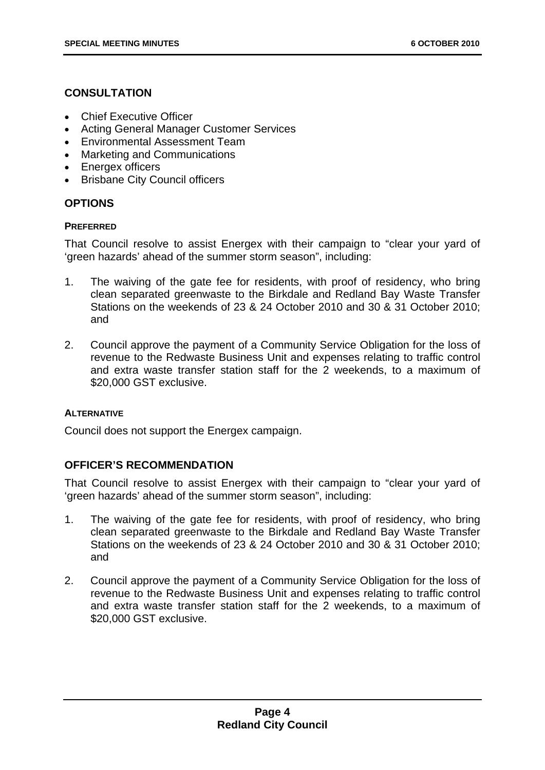## CONSULTATION

- Chief Executive Officer
- Acting General Manager Customer Services
- Environmental Assessment Team
- Marketing and Communications
- Energex officers
- Brisbane City Council officers

## OPTIONS

### PREFERRED

That Council resolve to assist Energex with their campaign to "clear your yard of 'green hazards' ahead of the summer storm season", including:

1. The waiving of the gate fee for residents, with proof of residency, who bring clean separated greenwaste to the Birkdale and Redland Bay Waste Transfer Stations on the weekends of 23 & 24 October 2010 and 30 & 31 October 2010; and

2. Council approve the payment of a Community Service Obligation for the loss of revenue to the Redwaste Business Unit and expenses relating to traffic control and extra waste transfer station staff for the 2 weekends, to a maximum of $20,000 GST exclusive.

### ALTERNATIVE

Council does not support the Energex campaign.

## OFFICER'S RECOMMENDATION

That Council resolve to assist Energex with their campaign to "clear your yard of 'green hazards' ahead of the summer storm season", including:

1. The waiving of the gate fee for residents, with proof of residency, who bring clean separated greenwaste to the Birkdale and Redland Bay Waste Transfer Stations on the weekends of 23 & 24 October 2010 and 30 & 31 October 2010; and

2. Council approve the payment of a Community Service Obligation for the loss of revenue to the Redwaste Business Unit and expenses relating to traffic control and extra waste transfer station staff for the 2 weekends, to a maximum of $20,000 GST exclusive.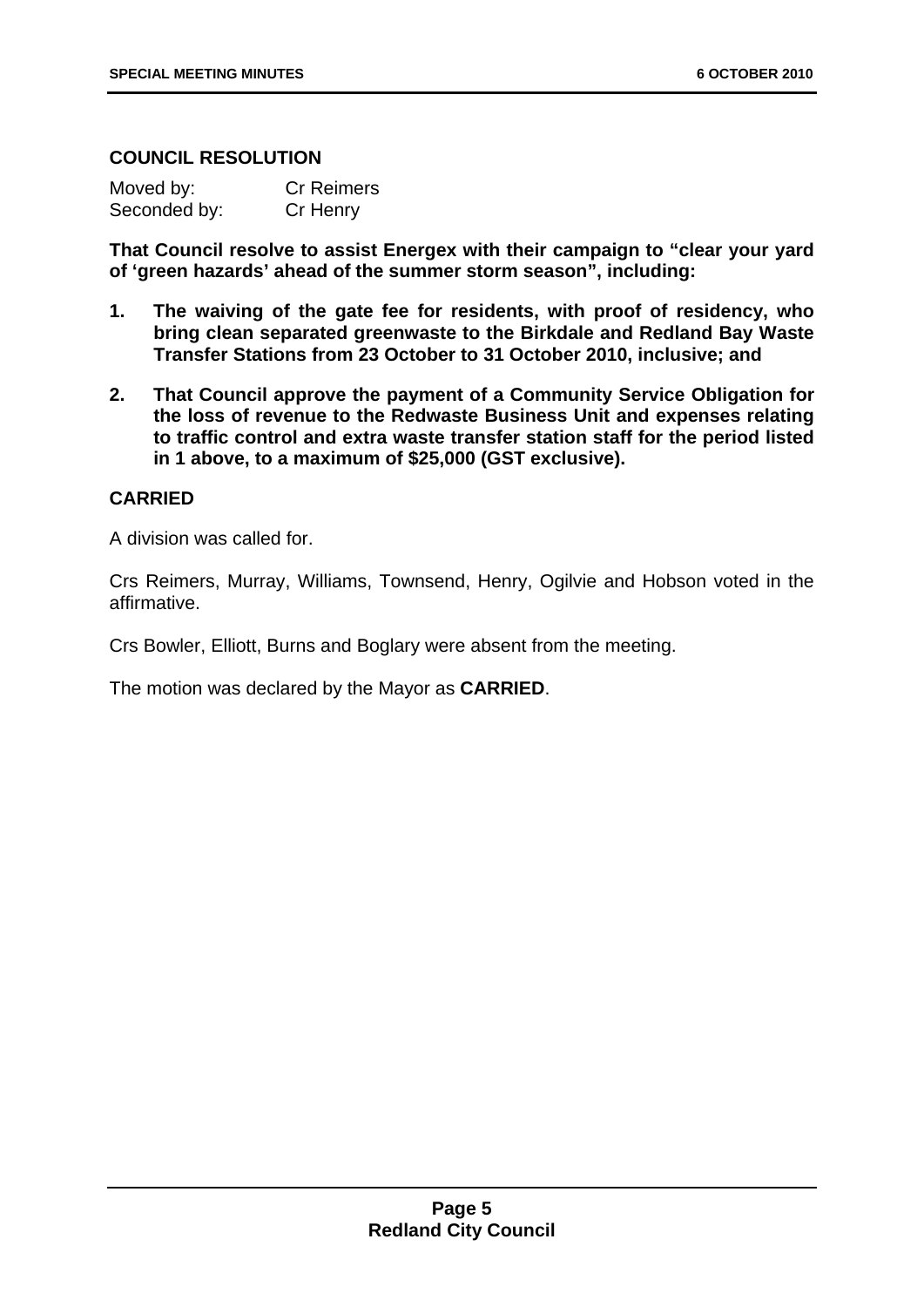### COUNCIL RESOLUTION

| Moved by: | Cr Reimers |
| --- | --- |
| Seconded by: | Cr Henry |

**That Council resolve to assist Energex with their campaign to "clear your yard of 'green hazards' ahead of the summer storm season", including:**

1. **The waiving of the gate fee for residents, with proof of residency, who bring clean separated greenwaste to the Birkdale and Redland Bay Waste Transfer Stations from 23 October to 31 October 2010, inclusive; and**
2. **That Council approve the payment of a Community Service Obligation for the loss of revenue to the Redwaste Business Unit and expenses relating to traffic control and extra waste transfer station staff for the period listed in 1 above, to a maximum of $25,000 (GST exclusive).**

**CARRIED**

A division was called for.

Crs Reimers, Murray, Williams, Townsend, Henry, Ogilvie and Hobson voted in the affirmative.

Crs Bowler, Elliott, Burns and Boglary were absent from the meeting.

The motion was declared by the Mayor as **CARRIED**.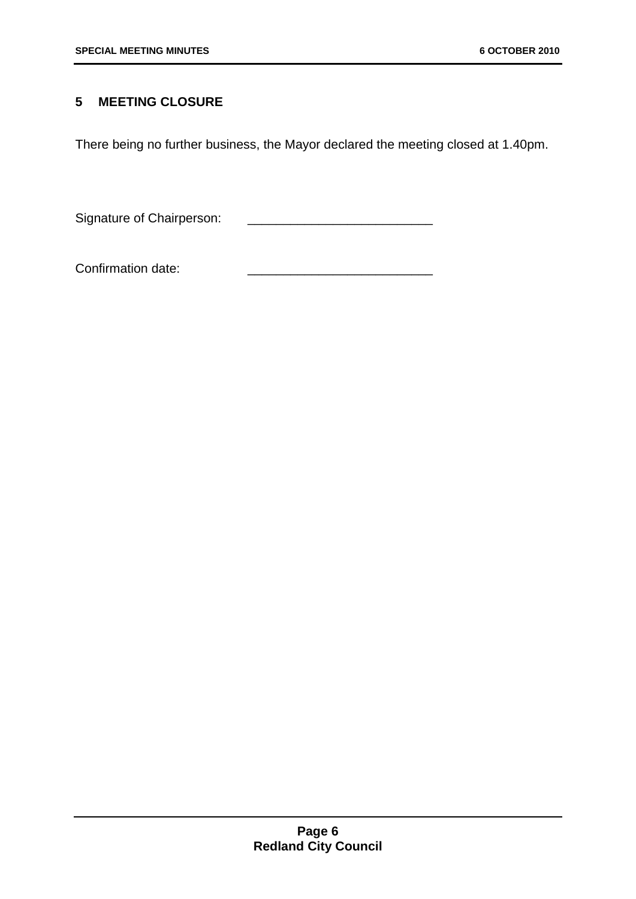## 5 MEETING CLOSURE

There being no further business, the Mayor declared the meeting closed at 1.40pm.

Signature of Chairperson: __________________________

Confirmation date: __________________________